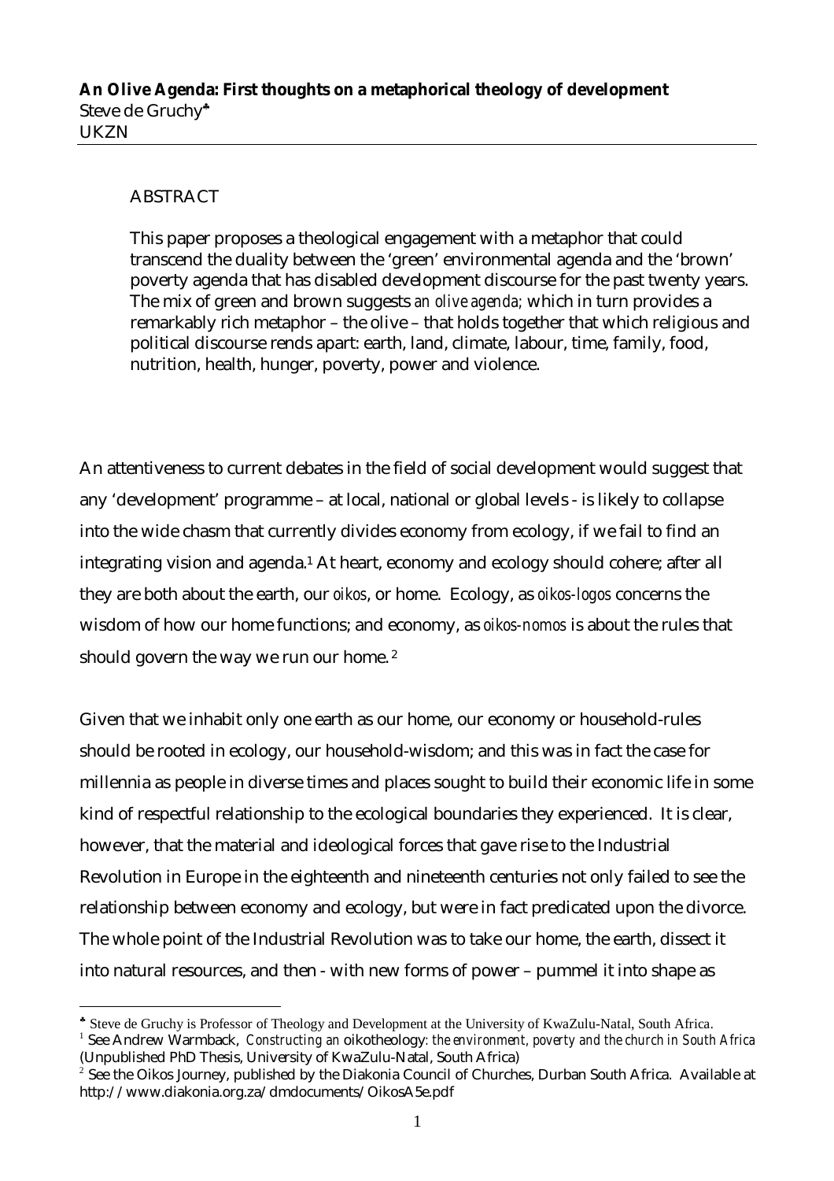**An Olive Agenda: First thoughts on a metaphorical theology of development**
Steve de Gruchy[♣]
UKZN

ABSTRACT

This paper proposes a theological engagement with a metaphor that could transcend the duality between the 'green' environmental agenda and the 'brown' poverty agenda that has disabled development discourse for the past twenty years. The mix of green and brown suggests *an olive agenda;* which in turn provides a remarkably rich metaphor – the olive – that holds together that which religious and political discourse rends apart: earth, land, climate, labour, time, family, food, nutrition, health, hunger, poverty, power and violence.

An attentiveness to current debates in the field of social development would suggest that any 'development' programme – at local, national or global levels - is likely to collapse into the wide chasm that currently divides economy from ecology, if we fail to find an integrating vision and agenda.[1] At heart, economy and ecology should cohere; after all they are both about the earth, our *oikos*, or home. Ecology, as *oikos-logos* concerns the wisdom of how our home functions; and economy, as *oikos-nomos* is about the rules that should govern the way we run our home.[2]

Given that we inhabit only one earth as our home, our economy or household-rules should be rooted in ecology, our household-wisdom; and this was in fact the case for millennia as people in diverse times and places sought to build their economic life in some kind of respectful relationship to the ecological boundaries they experienced. It is clear, however, that the material and ideological forces that gave rise to the Industrial Revolution in Europe in the eighteenth and nineteenth centuries not only failed to see the relationship between economy and ecology, but were in fact predicated upon the divorce. The whole point of the Industrial Revolution was to take our home, the earth, dissect it into natural resources, and then - with new forms of power – pummel it into shape as

---

[♣] Steve de Gruchy is Professor of Theology and Development at the University of KwaZulu-Natal, South Africa.

[1] See Andrew Warmback, *Constructing an* oikotheology*: the environment, poverty and the church in South Africa* (Unpublished PhD Thesis, University of KwaZulu-Natal, South Africa)

[2] See the Oikos Journey, published by the Diakonia Council of Churches, Durban South Africa. Available at http://www.diakonia.org.za/dmdocuments/OikosA5e.pdf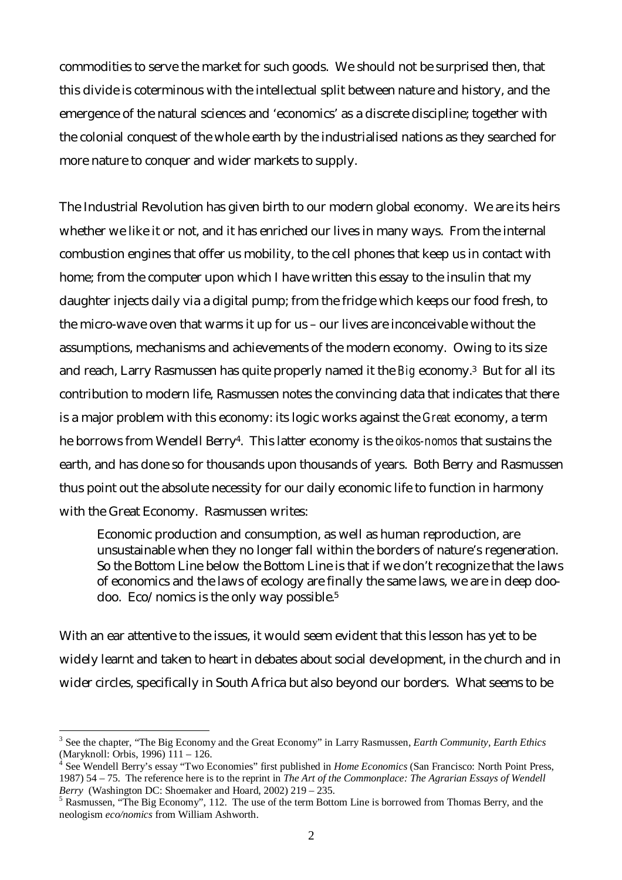commodities to serve the market for such goods. We should not be surprised then, that this divide is coterminous with the intellectual split between nature and history, and the emergence of the natural sciences and 'economics' as a discrete discipline; together with the colonial conquest of the whole earth by the industrialised nations as they searched for more nature to conquer and wider markets to supply.

The Industrial Revolution has given birth to our modern global economy. We are its heirs whether we like it or not, and it has enriched our lives in many ways. From the internal combustion engines that offer us mobility, to the cell phones that keep us in contact with home; from the computer upon which I have written this essay to the insulin that my daughter injects daily via a digital pump; from the fridge which keeps our food fresh, to the micro-wave oven that warms it up for us – our lives are inconceivable without the assumptions, mechanisms and achievements of the modern economy. Owing to its size and reach, Larry Rasmussen has quite properly named it the *Big* economy.[3] But for all its contribution to modern life, Rasmussen notes the convincing data that indicates that there is a major problem with this economy: its logic works against the *Great* economy, a term he borrows from Wendell Berry[4]. This latter economy is the *oikos-nomos* that sustains the earth, and has done so for thousands upon thousands of years. Both Berry and Rasmussen thus point out the absolute necessity for our daily economic life to function in harmony with the Great Economy. Rasmussen writes:

> Economic production and consumption, as well as human reproduction, are unsustainable when they no longer fall within the borders of nature's regeneration. So the Bottom Line below the Bottom Line is that if we don't recognize that the laws of economics and the laws of ecology are finally the same laws, we are in deep doo-doo. Eco/nomics is the only way possible.[5]

With an ear attentive to the issues, it would seem evident that this lesson has yet to be widely learnt and taken to heart in debates about social development, in the church and in wider circles, specifically in South Africa but also beyond our borders. What seems to be

---

[3] See the chapter, "The Big Economy and the Great Economy" in Larry Rasmussen, *Earth Community, Earth Ethics* (Maryknoll: Orbis, 1996) 111 – 126.

[4] See Wendell Berry's essay "Two Economies" first published in *Home Economics* (San Francisco: North Point Press, 1987) 54 – 75. The reference here is to the reprint in *The Art of the Commonplace: The Agrarian Essays of Wendell Berry* (Washington DC: Shoemaker and Hoard, 2002) 219 – 235.

[5] Rasmussen, "The Big Economy", 112. The use of the term Bottom Line is borrowed from Thomas Berry, and the neologism *eco/nomics* from William Ashworth.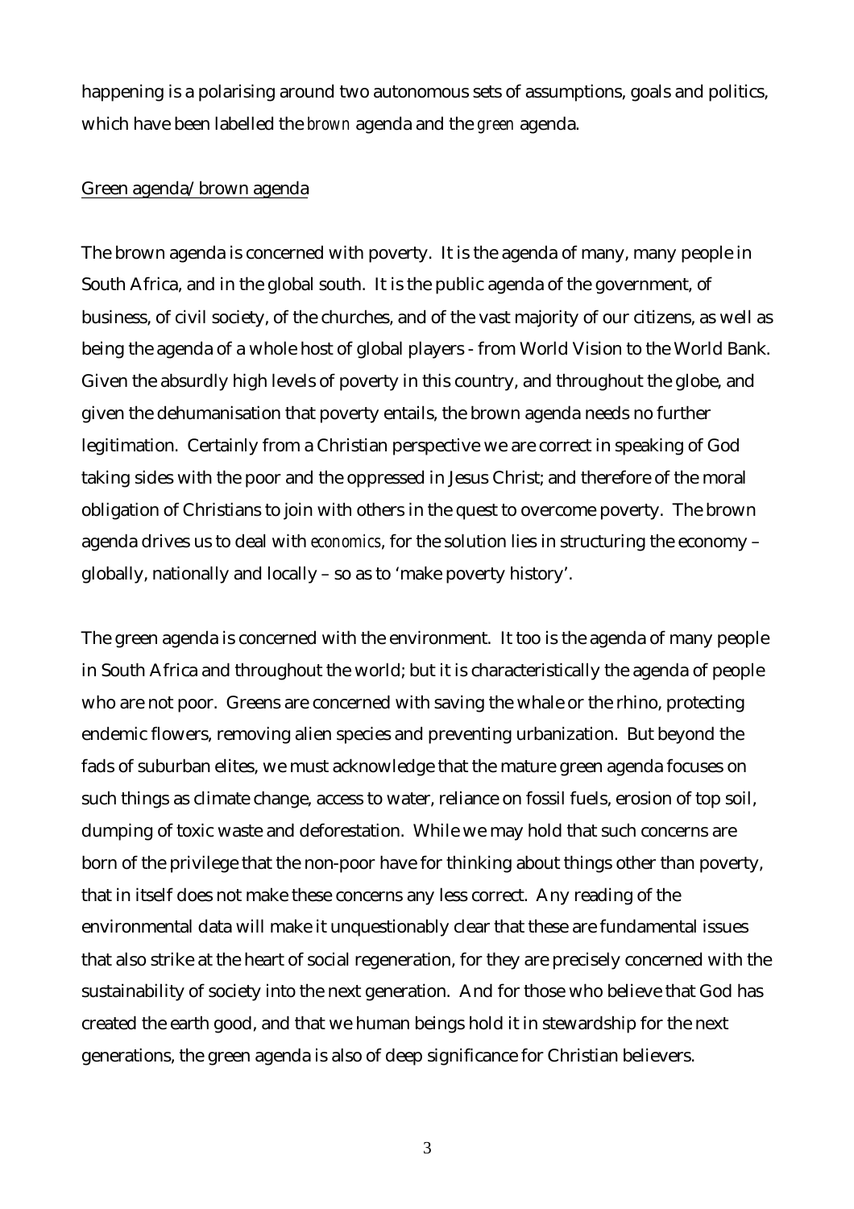happening is a polarising around two autonomous sets of assumptions, goals and politics, which have been labelled the *brown* agenda and the *green* agenda.

## Green agenda/brown agenda

The brown agenda is concerned with poverty. It is the agenda of many, many people in South Africa, and in the global south. It is the public agenda of the government, of business, of civil society, of the churches, and of the vast majority of our citizens, as well as being the agenda of a whole host of global players - from World Vision to the World Bank. Given the absurdly high levels of poverty in this country, and throughout the globe, and given the dehumanisation that poverty entails, the brown agenda needs no further legitimation. Certainly from a Christian perspective we are correct in speaking of God taking sides with the poor and the oppressed in Jesus Christ; and therefore of the moral obligation of Christians to join with others in the quest to overcome poverty. The brown agenda drives us to deal with *economics*, for the solution lies in structuring the economy – globally, nationally and locally – so as to 'make poverty history'.

The green agenda is concerned with the environment. It too is the agenda of many people in South Africa and throughout the world; but it is characteristically the agenda of people who are not poor. Greens are concerned with saving the whale or the rhino, protecting endemic flowers, removing alien species and preventing urbanization. But beyond the fads of suburban elites, we must acknowledge that the mature green agenda focuses on such things as climate change, access to water, reliance on fossil fuels, erosion of top soil, dumping of toxic waste and deforestation. While we may hold that such concerns are born of the privilege that the non-poor have for thinking about things other than poverty, that in itself does not make these concerns any less correct. Any reading of the environmental data will make it unquestionably clear that these are fundamental issues that also strike at the heart of social regeneration, for they are precisely concerned with the sustainability of society into the next generation. And for those who believe that God has created the earth good, and that we human beings hold it in stewardship for the next generations, the green agenda is also of deep significance for Christian believers.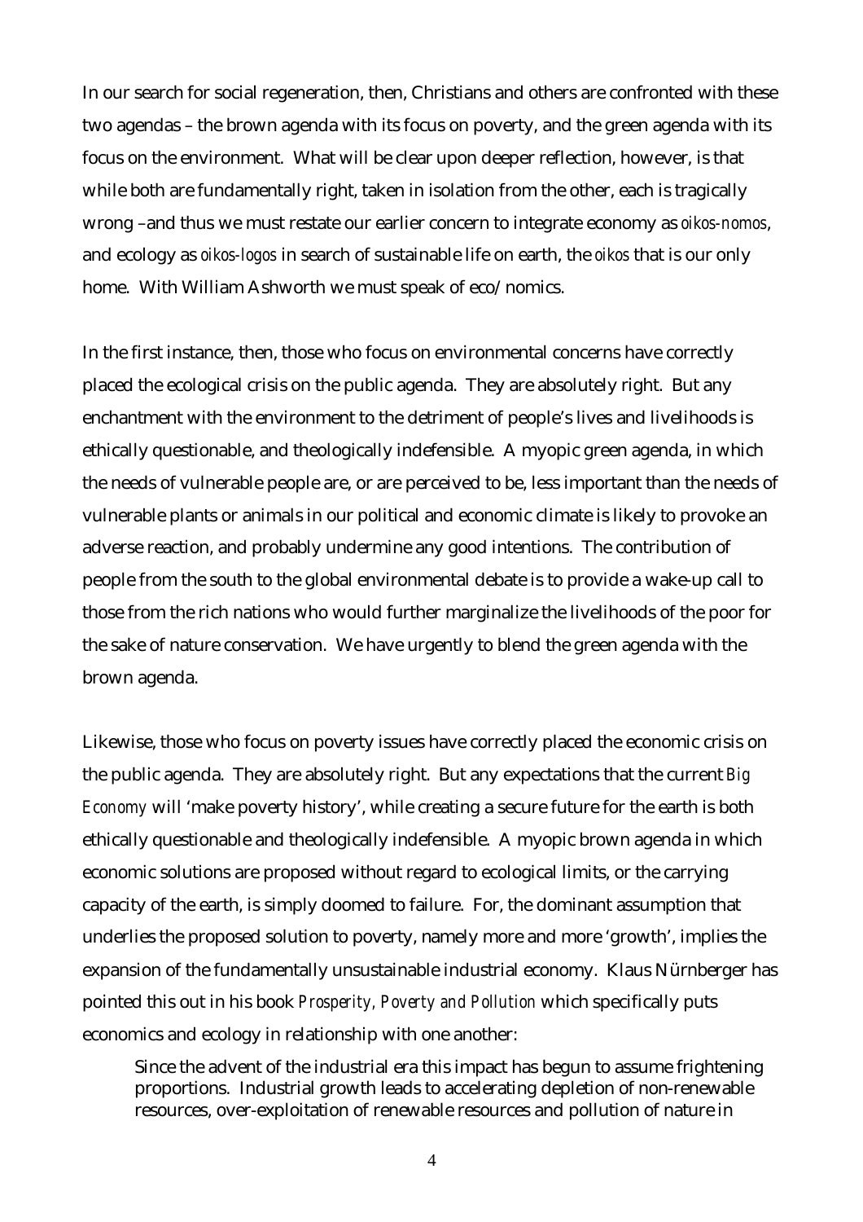In our search for social regeneration, then, Christians and others are confronted with these two agendas – the brown agenda with its focus on poverty, and the green agenda with its focus on the environment. What will be clear upon deeper reflection, however, is that while both are fundamentally right, taken in isolation from the other, each is tragically wrong –and thus we must restate our earlier concern to integrate economy as *oikos-nomos*, and ecology as *oikos-logos* in search of sustainable life on earth, the *oikos* that is our only home. With William Ashworth we must speak of eco/nomics.

In the first instance, then, those who focus on environmental concerns have correctly placed the ecological crisis on the public agenda. They are absolutely right. But any enchantment with the environment to the detriment of people's lives and livelihoods is ethically questionable, and theologically indefensible. A myopic green agenda, in which the needs of vulnerable people are, or are perceived to be, less important than the needs of vulnerable plants or animals in our political and economic climate is likely to provoke an adverse reaction, and probably undermine any good intentions. The contribution of people from the south to the global environmental debate is to provide a wake-up call to those from the rich nations who would further marginalize the livelihoods of the poor for the sake of nature conservation. We have urgently to blend the green agenda with the brown agenda.

Likewise, those who focus on poverty issues have correctly placed the economic crisis on the public agenda. They are absolutely right. But any expectations that the current *Big Economy* will 'make poverty history', while creating a secure future for the earth is both ethically questionable and theologically indefensible. A myopic brown agenda in which economic solutions are proposed without regard to ecological limits, or the carrying capacity of the earth, is simply doomed to failure. For, the dominant assumption that underlies the proposed solution to poverty, namely more and more 'growth', implies the expansion of the fundamentally unsustainable industrial economy. Klaus Nürnberger has pointed this out in his book *Prosperity, Poverty and Pollution* which specifically puts economics and ecology in relationship with one another:

> Since the advent of the industrial era this impact has begun to assume frightening proportions. Industrial growth leads to accelerating depletion of non-renewable resources, over-exploitation of renewable resources and pollution of nature in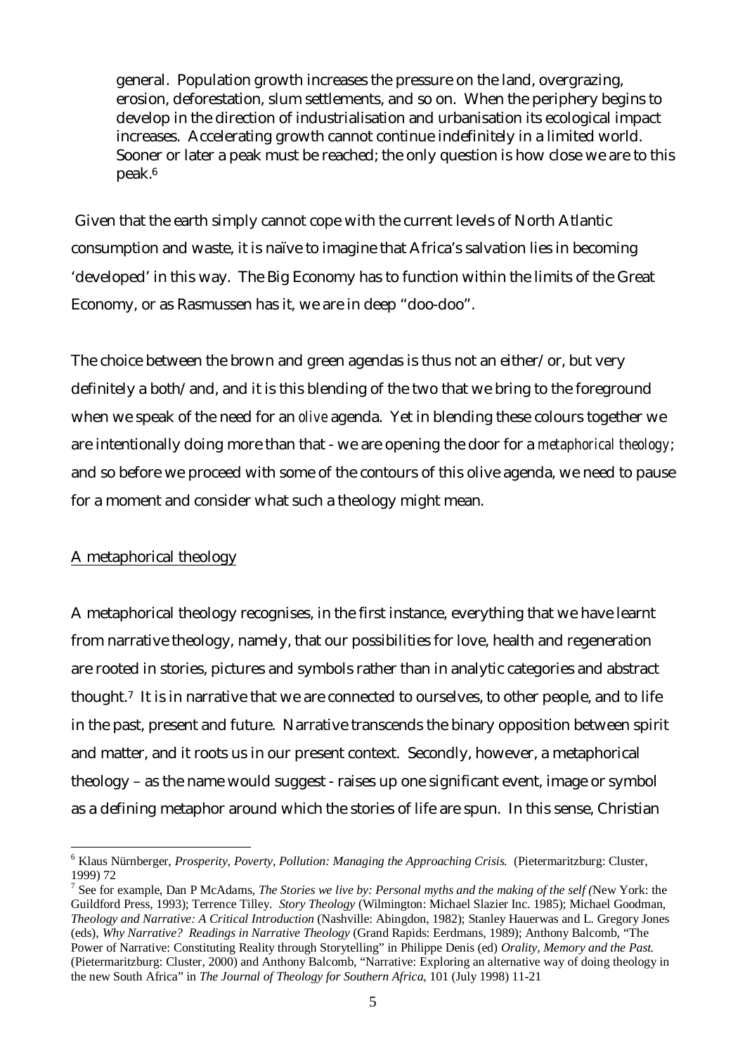general. Population growth increases the pressure on the land, overgrazing, erosion, deforestation, slum settlements, and so on. When the periphery begins to develop in the direction of industrialisation and urbanisation its ecological impact increases. Accelerating growth cannot continue indefinitely in a limited world. Sooner or later a peak must be reached; the only question is how close we are to this peak.[6]

Given that the earth simply cannot cope with the current levels of North Atlantic consumption and waste, it is naïve to imagine that Africa's salvation lies in becoming 'developed' in this way. The Big Economy has to function within the limits of the Great Economy, or as Rasmussen has it, we are in deep "doo-doo".

The choice between the brown and green agendas is thus not an either/or, but very definitely a both/and, and it is this blending of the two that we bring to the foreground when we speak of the need for an *olive* agenda. Yet in blending these colours together we are intentionally doing more than that - we are opening the door for a *metaphorical theology*; and so before we proceed with some of the contours of this olive agenda, we need to pause for a moment and consider what such a theology might mean.

## A metaphorical theology

A metaphorical theology recognises, in the first instance, everything that we have learnt from narrative theology, namely, that our possibilities for love, health and regeneration are rooted in stories, pictures and symbols rather than in analytic categories and abstract thought.[7] It is in narrative that we are connected to ourselves, to other people, and to life in the past, present and future. Narrative transcends the binary opposition between spirit and matter, and it roots us in our present context. Secondly, however, a metaphorical theology – as the name would suggest - raises up one significant event, image or symbol as a defining metaphor around which the stories of life are spun. In this sense, Christian

---

[6] Klaus Nürnberger, *Prosperity, Poverty, Pollution: Managing the Approaching Crisis.* (Pietermaritzburg: Cluster, 1999) 72

[7] See for example, Dan P McAdams, *The Stories we live by: Personal myths and the making of the self (*New York: the Guildford Press, 1993); Terrence Tilley. *Story Theology* (Wilmington: Michael Slazier Inc. 1985); Michael Goodman, *Theology and Narrative: A Critical Introduction* (Nashville: Abingdon, 1982); Stanley Hauerwas and L. Gregory Jones (eds), *Why Narrative? Readings in Narrative Theology* (Grand Rapids: Eerdmans, 1989); Anthony Balcomb, "The Power of Narrative: Constituting Reality through Storytelling" in Philippe Denis (ed) *Orality, Memory and the Past.* (Pietermaritzburg: Cluster, 2000) and Anthony Balcomb, "Narrative: Exploring an alternative way of doing theology in the new South Africa" in *The Journal of Theology for Southern Africa,* 101 (July 1998) 11-21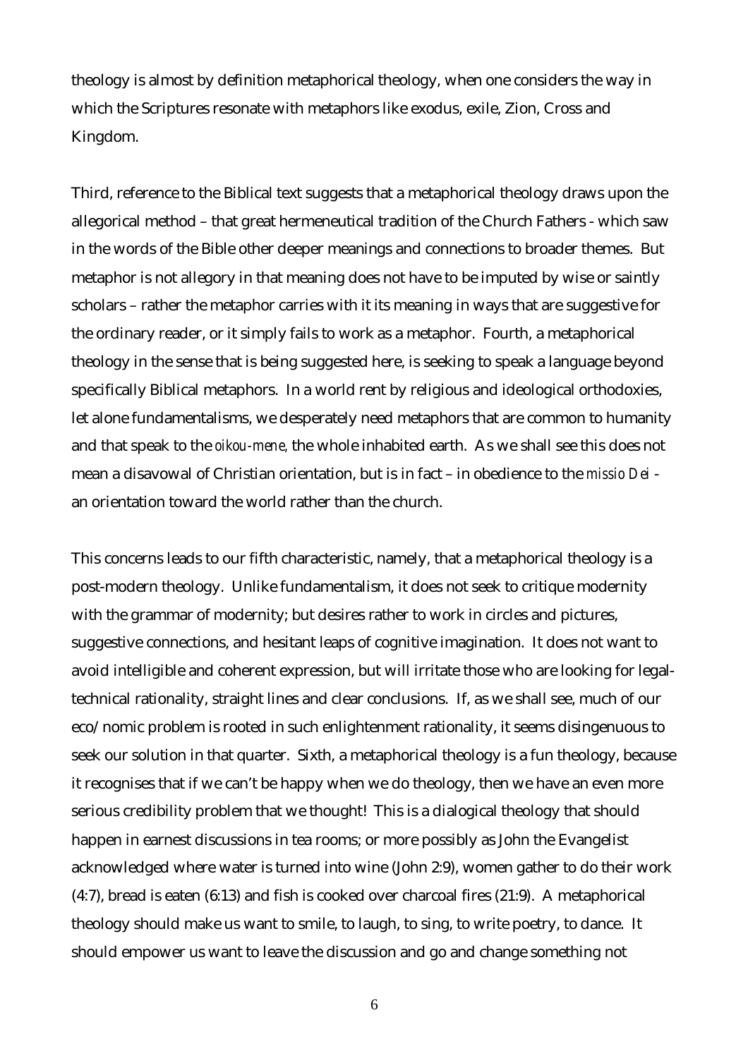theology is almost by definition metaphorical theology, when one considers the way in which the Scriptures resonate with metaphors like exodus, exile, Zion, Cross and Kingdom.

Third, reference to the Biblical text suggests that a metaphorical theology draws upon the allegorical method – that great hermeneutical tradition of the Church Fathers - which saw in the words of the Bible other deeper meanings and connections to broader themes. But metaphor is not allegory in that meaning does not have to be imputed by wise or saintly scholars – rather the metaphor carries with it its meaning in ways that are suggestive for the ordinary reader, or it simply fails to work as a metaphor. Fourth, a metaphorical theology in the sense that is being suggested here, is seeking to speak a language beyond specifically Biblical metaphors. In a world rent by religious and ideological orthodoxies, let alone fundamentalisms, we desperately need metaphors that are common to humanity and that speak to the *oikou-mene,* the whole inhabited earth. As we shall see this does not mean a disavowal of Christian orientation, but is in fact – in obedience to the *missio Dei* - an orientation toward the world rather than the church.

This concerns leads to our fifth characteristic, namely, that a metaphorical theology is a post-modern theology. Unlike fundamentalism, it does not seek to critique modernity with the grammar of modernity; but desires rather to work in circles and pictures, suggestive connections, and hesitant leaps of cognitive imagination. It does not want to avoid intelligible and coherent expression, but will irritate those who are looking for legal-technical rationality, straight lines and clear conclusions. If, as we shall see, much of our eco/nomic problem is rooted in such enlightenment rationality, it seems disingenuous to seek our solution in that quarter. Sixth, a metaphorical theology is a fun theology, because it recognises that if we can't be happy when we do theology, then we have an even more serious credibility problem that we thought! This is a dialogical theology that should happen in earnest discussions in tea rooms; or more possibly as John the Evangelist acknowledged where water is turned into wine (John 2:9), women gather to do their work (4:7), bread is eaten (6:13) and fish is cooked over charcoal fires (21:9). A metaphorical theology should make us want to smile, to laugh, to sing, to write poetry, to dance. It should empower us want to leave the discussion and go and change something not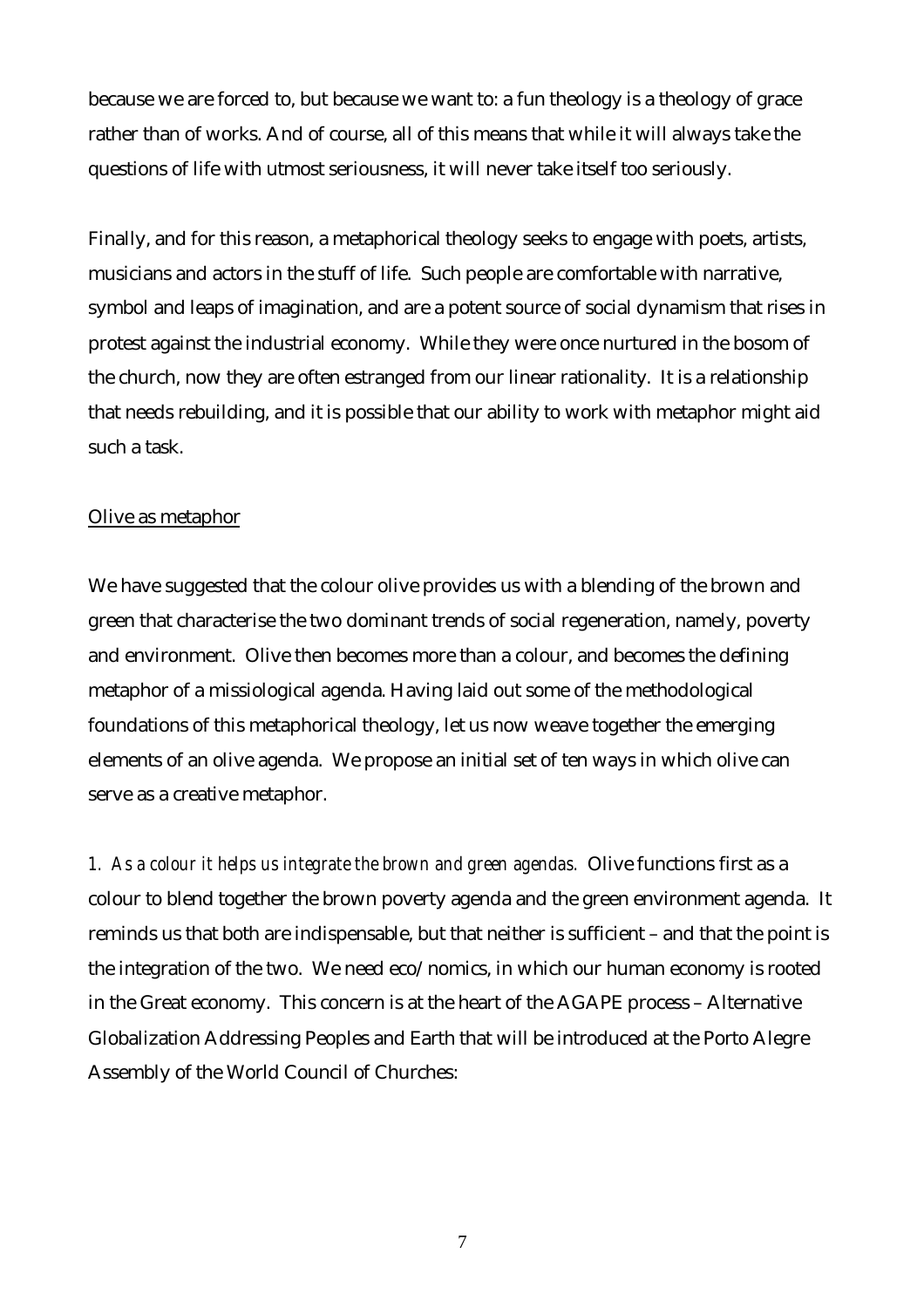because we are forced to, but because we want to: a fun theology is a theology of grace rather than of works. And of course, all of this means that while it will always take the questions of life with utmost seriousness, it will never take itself too seriously.

Finally, and for this reason, a metaphorical theology seeks to engage with poets, artists, musicians and actors in the stuff of life. Such people are comfortable with narrative, symbol and leaps of imagination, and are a potent source of social dynamism that rises in protest against the industrial economy. While they were once nurtured in the bosom of the church, now they are often estranged from our linear rationality. It is a relationship that needs rebuilding, and it is possible that our ability to work with metaphor might aid such a task.

<u>Olive as metaphor</u>

We have suggested that the colour olive provides us with a blending of the brown and green that characterise the two dominant trends of social regeneration, namely, poverty and environment. Olive then becomes more than a colour, and becomes the defining metaphor of a missiological agenda. Having laid out some of the methodological foundations of this metaphorical theology, let us now weave together the emerging elements of an olive agenda. We propose an initial set of ten ways in which olive can serve as a creative metaphor.

*1. As a colour it helps us integrate the brown and green agendas.* Olive functions first as a colour to blend together the brown poverty agenda and the green environment agenda. It reminds us that both are indispensable, but that neither is sufficient – and that the point is the integration of the two. We need eco/nomics, in which our human economy is rooted in the Great economy. This concern is at the heart of the AGAPE process – Alternative Globalization Addressing Peoples and Earth that will be introduced at the Porto Alegre Assembly of the World Council of Churches: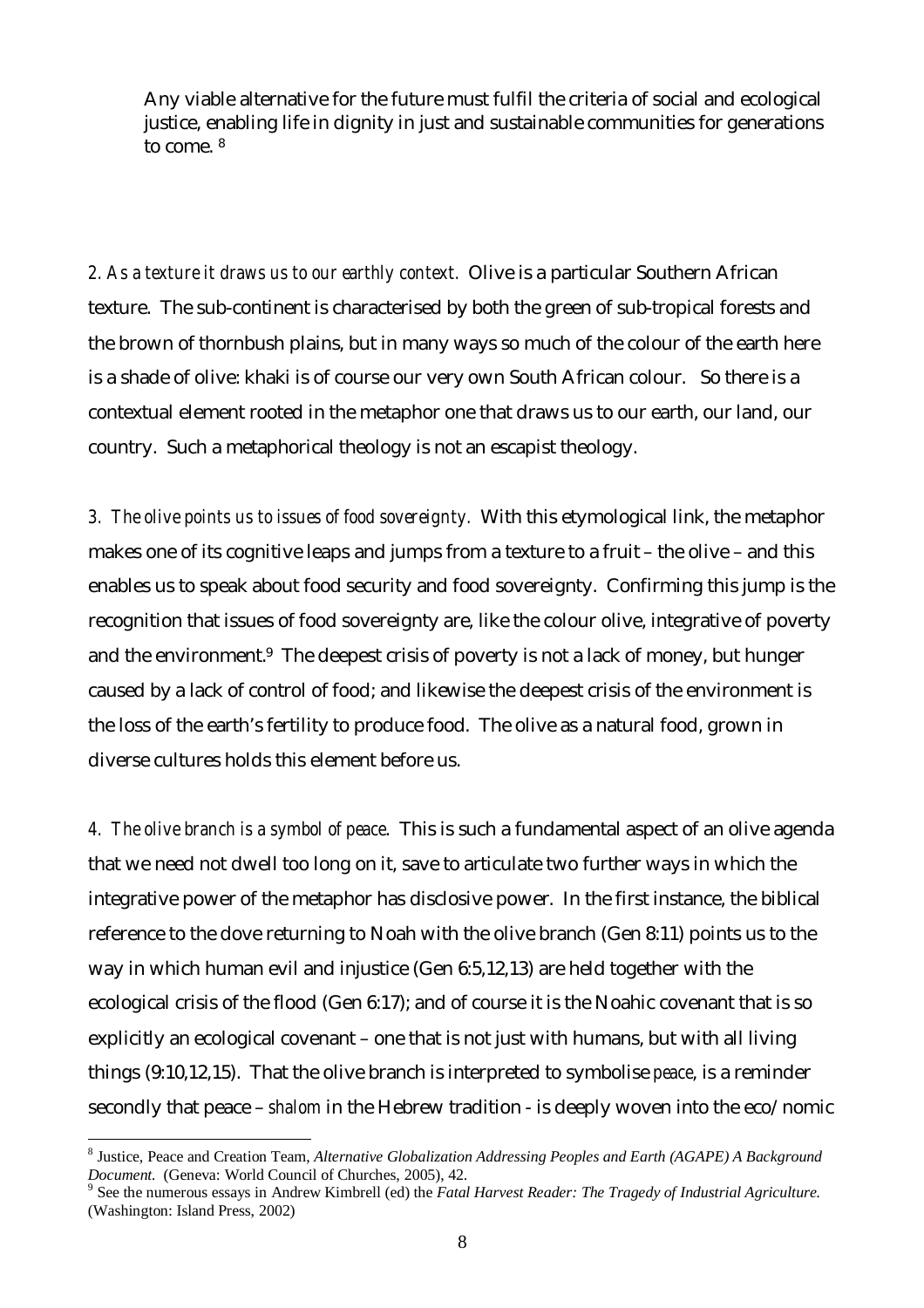> Any viable alternative for the future must fulfil the criteria of social and ecological justice, enabling life in dignity in just and sustainable communities for generations to come. [8]

*2. As a texture it draws us to our earthly context.* Olive is a particular Southern African texture. The sub-continent is characterised by both the green of sub-tropical forests and the brown of thornbush plains, but in many ways so much of the colour of the earth here is a shade of olive: khaki is of course our very own South African colour. So there is a contextual element rooted in the metaphor one that draws us to our earth, our land, our country. Such a metaphorical theology is not an escapist theology.

*3. The olive points us to issues of food sovereignty.* With this etymological link, the metaphor makes one of its cognitive leaps and jumps from a texture to a fruit – the olive – and this enables us to speak about food security and food sovereignty. Confirming this jump is the recognition that issues of food sovereignty are, like the colour olive, integrative of poverty and the environment.[9] The deepest crisis of poverty is not a lack of money, but hunger caused by a lack of control of food; and likewise the deepest crisis of the environment is the loss of the earth's fertility to produce food. The olive as a natural food, grown in diverse cultures holds this element before us.

*4. The olive branch is a symbol of peace.* This is such a fundamental aspect of an olive agenda that we need not dwell too long on it, save to articulate two further ways in which the integrative power of the metaphor has disclosive power. In the first instance, the biblical reference to the dove returning to Noah with the olive branch (Gen 8:11) points us to the way in which human evil and injustice (Gen 6:5,12,13) are held together with the ecological crisis of the flood (Gen 6:17); and of course it is the Noahic covenant that is so explicitly an ecological covenant – one that is not just with humans, but with all living things (9:10,12,15). That the olive branch is interpreted to symbolise *peace*, is a reminder secondly that peace – *shalom* in the Hebrew tradition - is deeply woven into the eco/nomic

---

[8] Justice, Peace and Creation Team, *Alternative Globalization Addressing Peoples and Earth (AGAPE) A Background Document.* (Geneva: World Council of Churches, 2005), 42.

[9] See the numerous essays in Andrew Kimbrell (ed) the *Fatal Harvest Reader: The Tragedy of Industrial Agriculture.* (Washington: Island Press, 2002)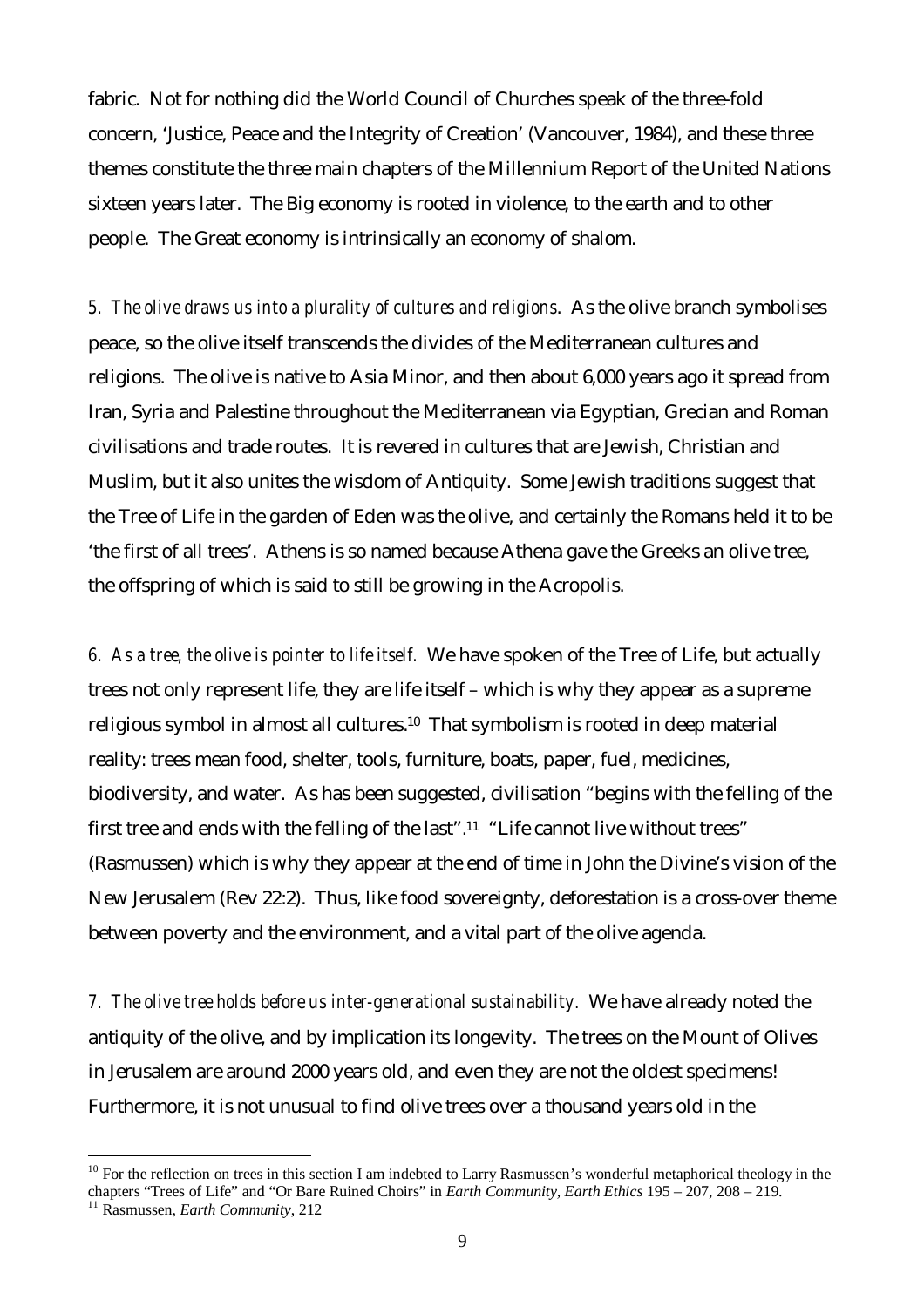fabric. Not for nothing did the World Council of Churches speak of the three-fold concern, 'Justice, Peace and the Integrity of Creation' (Vancouver, 1984), and these three themes constitute the three main chapters of the Millennium Report of the United Nations sixteen years later. The Big economy is rooted in violence, to the earth and to other people. The Great economy is intrinsically an economy of shalom.

*5. The olive draws us into a plurality of cultures and religions*. As the olive branch symbolises peace, so the olive itself transcends the divides of the Mediterranean cultures and religions. The olive is native to Asia Minor, and then about 6,000 years ago it spread from Iran, Syria and Palestine throughout the Mediterranean via Egyptian, Grecian and Roman civilisations and trade routes. It is revered in cultures that are Jewish, Christian and Muslim, but it also unites the wisdom of Antiquity. Some Jewish traditions suggest that the Tree of Life in the garden of Eden was the olive, and certainly the Romans held it to be 'the first of all trees'. Athens is so named because Athena gave the Greeks an olive tree, the offspring of which is said to still be growing in the Acropolis.

*6. As a tree, the olive is pointer to life itself.* We have spoken of the Tree of Life, but actually trees not only represent life, they are life itself – which is why they appear as a supreme religious symbol in almost all cultures.[10] That symbolism is rooted in deep material reality: trees mean food, shelter, tools, furniture, boats, paper, fuel, medicines, biodiversity, and water. As has been suggested, civilisation "begins with the felling of the first tree and ends with the felling of the last".[11] "Life cannot live without trees" (Rasmussen) which is why they appear at the end of time in John the Divine's vision of the New Jerusalem (Rev 22:2). Thus, like food sovereignty, deforestation is a cross-over theme between poverty and the environment, and a vital part of the olive agenda.

*7. The olive tree holds before us inter-generational sustainability.* We have already noted the antiquity of the olive, and by implication its longevity. The trees on the Mount of Olives in Jerusalem are around 2000 years old, and even they are not the oldest specimens! Furthermore, it is not unusual to find olive trees over a thousand years old in the

---

[10] For the reflection on trees in this section I am indebted to Larry Rasmussen's wonderful metaphorical theology in the chapters "Trees of Life" and "Or Bare Ruined Choirs" in *Earth Community, Earth Ethics* 195 – 207, 208 – 219.

[11] Rasmussen, *Earth Community*, 212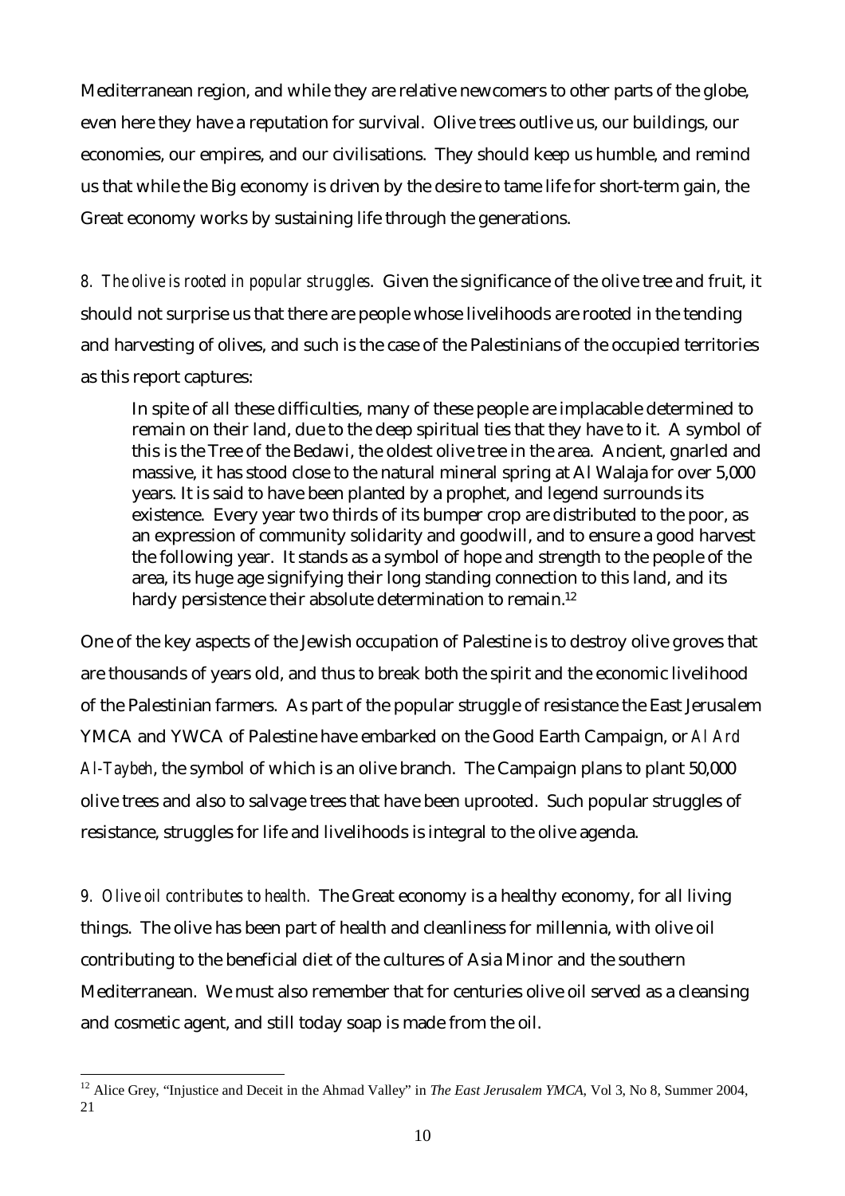Mediterranean region, and while they are relative newcomers to other parts of the globe, even here they have a reputation for survival. Olive trees outlive us, our buildings, our economies, our empires, and our civilisations. They should keep us humble, and remind us that while the Big economy is driven by the desire to tame life for short-term gain, the Great economy works by sustaining life through the generations.

*8. The olive is rooted in popular struggles*. Given the significance of the olive tree and fruit, it should not surprise us that there are people whose livelihoods are rooted in the tending and harvesting of olives, and such is the case of the Palestinians of the occupied territories as this report captures:

> In spite of all these difficulties, many of these people are implacable determined to remain on their land, due to the deep spiritual ties that they have to it. A symbol of this is the Tree of the Bedawi, the oldest olive tree in the area. Ancient, gnarled and massive, it has stood close to the natural mineral spring at Al Walaja for over 5,000 years. It is said to have been planted by a prophet, and legend surrounds its existence. Every year two thirds of its bumper crop are distributed to the poor, as an expression of community solidarity and goodwill, and to ensure a good harvest the following year. It stands as a symbol of hope and strength to the people of the area, its huge age signifying their long standing connection to this land, and its hardy persistence their absolute determination to remain.[12]

One of the key aspects of the Jewish occupation of Palestine is to destroy olive groves that are thousands of years old, and thus to break both the spirit and the economic livelihood of the Palestinian farmers. As part of the popular struggle of resistance the East Jerusalem YMCA and YWCA of Palestine have embarked on the Good Earth Campaign, or *Al Ard Al-Taybeh*, the symbol of which is an olive branch. The Campaign plans to plant 50,000 olive trees and also to salvage trees that have been uprooted. Such popular struggles of resistance, struggles for life and livelihoods is integral to the olive agenda.

*9. Olive oil contributes to health.* The Great economy is a healthy economy, for all living things. The olive has been part of health and cleanliness for millennia, with olive oil contributing to the beneficial diet of the cultures of Asia Minor and the southern Mediterranean. We must also remember that for centuries olive oil served as a cleansing and cosmetic agent, and still today soap is made from the oil.

---

[12] Alice Grey, "Injustice and Deceit in the Ahmad Valley" in *The East Jerusalem YMCA*, Vol 3, No 8, Summer 2004, 21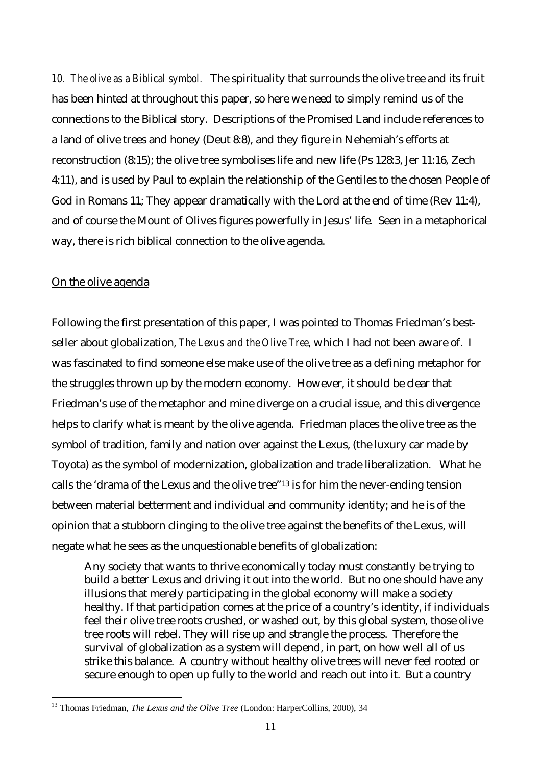*10. The olive as a Biblical symbol.* The spirituality that surrounds the olive tree and its fruit has been hinted at throughout this paper, so here we need to simply remind us of the connections to the Biblical story. Descriptions of the Promised Land include references to a land of olive trees and honey (Deut 8:8), and they figure in Nehemiah's efforts at reconstruction (8:15); the olive tree symbolises life and new life (Ps 128:3, Jer 11:16, Zech 4:11), and is used by Paul to explain the relationship of the Gentiles to the chosen People of God in Romans 11; They appear dramatically with the Lord at the end of time (Rev 11:4), and of course the Mount of Olives figures powerfully in Jesus' life. Seen in a metaphorical way, there is rich biblical connection to the olive agenda.

<u>On the olive agenda</u>

Following the first presentation of this paper, I was pointed to Thomas Friedman's best-seller about globalization, *The Lexus and the Olive Tree*, which I had not been aware of. I was fascinated to find someone else make use of the olive tree as a defining metaphor for the struggles thrown up by the modern economy. However, it should be clear that Friedman's use of the metaphor and mine diverge on a crucial issue, and this divergence helps to clarify what is meant by the olive agenda. Friedman places the olive tree as the symbol of tradition, family and nation over against the Lexus, (the luxury car made by Toyota) as the symbol of modernization, globalization and trade liberalization. What he calls the 'drama of the Lexus and the olive tree"[13] is for him the never-ending tension between material betterment and individual and community identity; and he is of the opinion that a stubborn clinging to the olive tree against the benefits of the Lexus, will negate what he sees as the unquestionable benefits of globalization:

> Any society that wants to thrive economically today must constantly be trying to build a better Lexus and driving it out into the world. But no one should have any illusions that merely participating in the global economy will make a society healthy. If that participation comes at the price of a country's identity, if individuals feel their olive tree roots crushed, or washed out, by this global system, those olive tree roots will rebel. They will rise up and strangle the process. Therefore the survival of globalization as a system will depend, in part, on how well all of us strike this balance. A country without healthy olive trees will never feel rooted or secure enough to open up fully to the world and reach out into it. But a country

[13] Thomas Friedman, *The Lexus and the Olive Tree* (London: HarperCollins, 2000), 34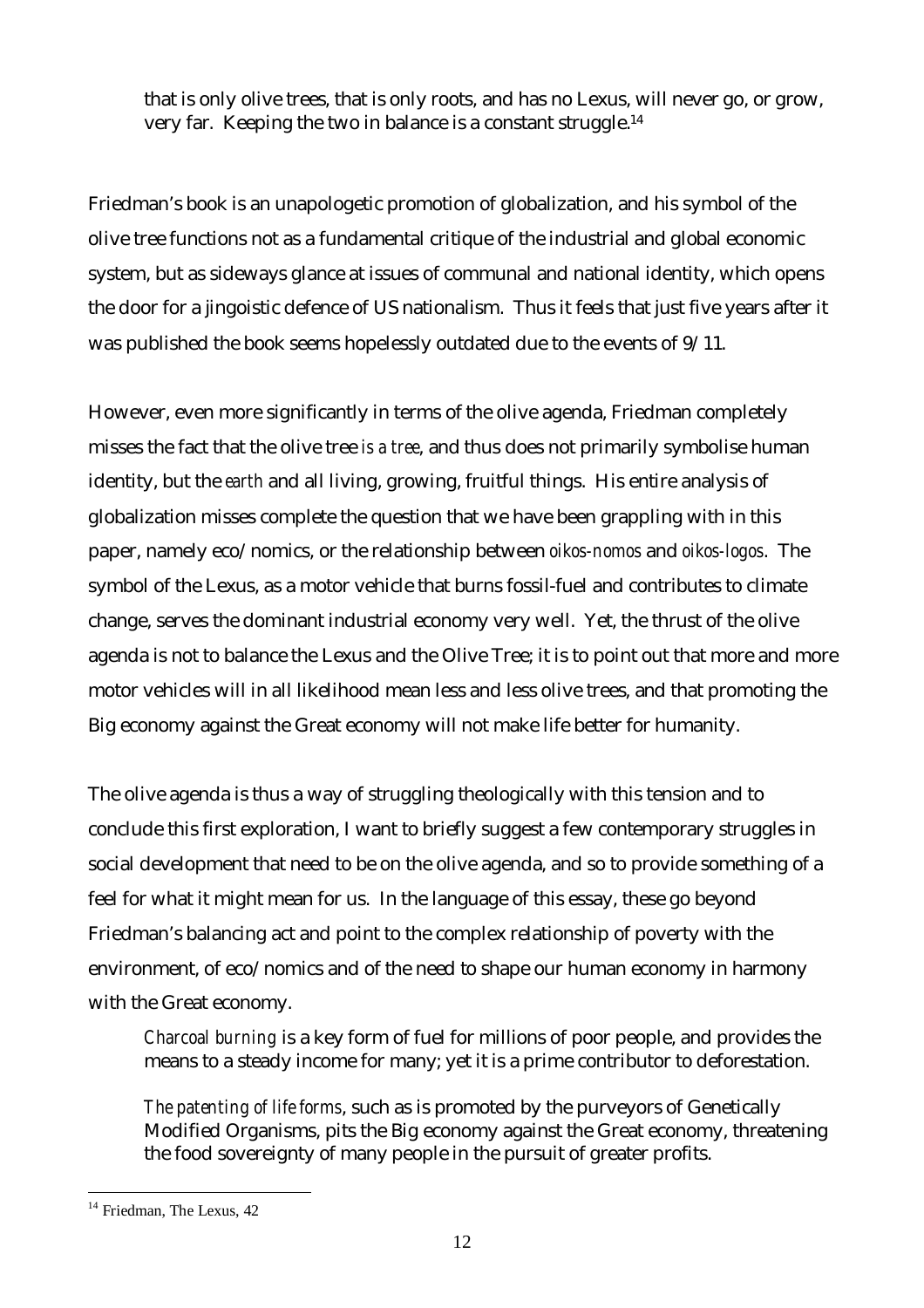> that is only olive trees, that is only roots, and has no Lexus, will never go, or grow, very far. Keeping the two in balance is a constant struggle.[14]

Friedman's book is an unapologetic promotion of globalization, and his symbol of the olive tree functions not as a fundamental critique of the industrial and global economic system, but as sideways glance at issues of communal and national identity, which opens the door for a jingoistic defence of US nationalism. Thus it feels that just five years after it was published the book seems hopelessly outdated due to the events of 9/11.

However, even more significantly in terms of the olive agenda, Friedman completely misses the fact that the olive tree *is a tree*, and thus does not primarily symbolise human identity, but the *earth* and all living, growing, fruitful things. His entire analysis of globalization misses complete the question that we have been grappling with in this paper, namely eco/nomics, or the relationship between *oikos-nomos* and *oikos-logos*. The symbol of the Lexus, as a motor vehicle that burns fossil-fuel and contributes to climate change, serves the dominant industrial economy very well. Yet, the thrust of the olive agenda is not to balance the Lexus and the Olive Tree; it is to point out that more and more motor vehicles will in all likelihood mean less and less olive trees, and that promoting the Big economy against the Great economy will not make life better for humanity.

The olive agenda is thus a way of struggling theologically with this tension and to conclude this first exploration, I want to briefly suggest a few contemporary struggles in social development that need to be on the olive agenda, and so to provide something of a feel for what it might mean for us. In the language of this essay, these go beyond Friedman's balancing act and point to the complex relationship of poverty with the environment, of eco/nomics and of the need to shape our human economy in harmony with the Great economy.

> *Charcoal burning* is a key form of fuel for millions of poor people, and provides the means to a steady income for many; yet it is a prime contributor to deforestation.
>
> *The patenting of life forms*, such as is promoted by the purveyors of Genetically Modified Organisms, pits the Big economy against the Great economy, threatening the food sovereignty of many people in the pursuit of greater profits.

---

[14] Friedman, The Lexus, 42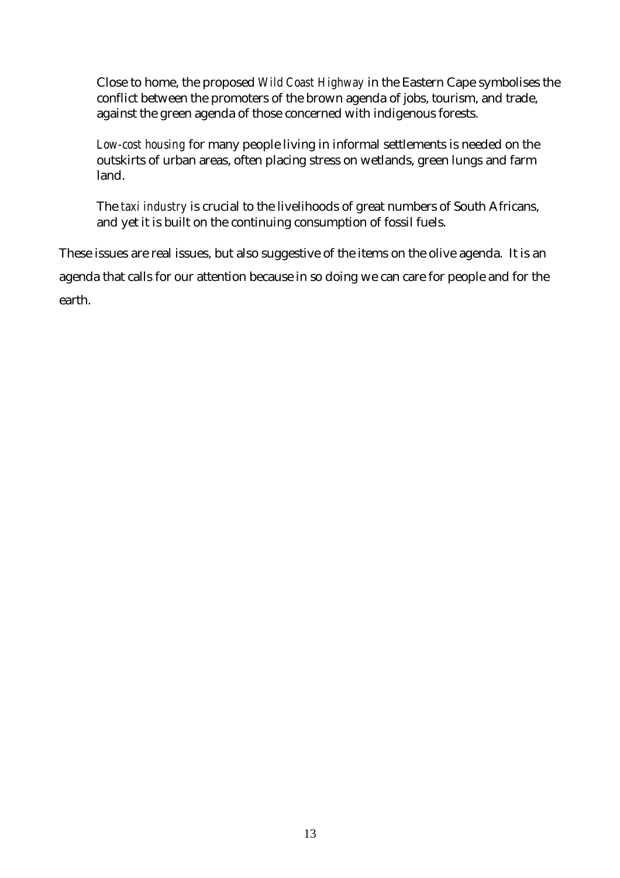Close to home, the proposed *Wild Coast Highway* in the Eastern Cape symbolises the conflict between the promoters of the brown agenda of jobs, tourism, and trade, against the green agenda of those concerned with indigenous forests.

*Low-cost housing* for many people living in informal settlements is needed on the outskirts of urban areas, often placing stress on wetlands, green lungs and farm land.

The *taxi industry* is crucial to the livelihoods of great numbers of South Africans, and yet it is built on the continuing consumption of fossil fuels.

These issues are real issues, but also suggestive of the items on the olive agenda. It is an agenda that calls for our attention because in so doing we can care for people and for the earth.